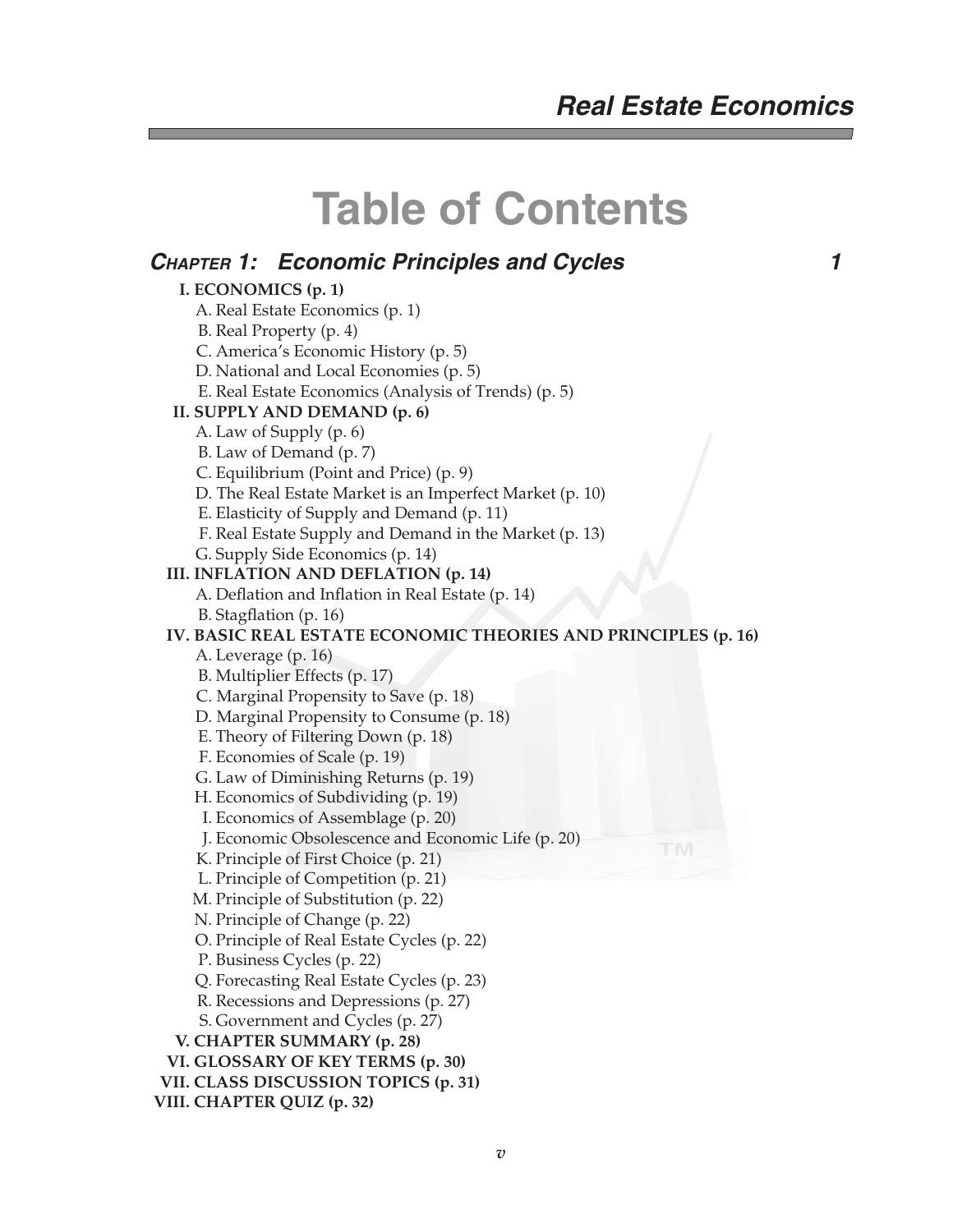# Table of Contents

## *Chapter 1: Economic Principles and Cycles* 1

**I. ECONOMICS (p. 1)**
- A. Real Estate Economics (p. 1)
- B. Real Property (p. 4)
- C. America's Economic History (p. 5)
- D. National and Local Economies (p. 5)
- E. Real Estate Economics (Analysis of Trends) (p. 5)

**II. SUPPLY AND DEMAND (p. 6)**
- A. Law of Supply (p. 6)
- B. Law of Demand (p. 7)
- C. Equilibrium (Point and Price) (p. 9)
- D. The Real Estate Market is an Imperfect Market (p. 10)
- E. Elasticity of Supply and Demand (p. 11)
- F. Real Estate Supply and Demand in the Market (p. 13)
- G. Supply Side Economics (p. 14)

**III. INFLATION AND DEFLATION (p. 14)**
- A. Deflation and Inflation in Real Estate (p. 14)
- B. Stagflation (p. 16)

**IV. BASIC REAL ESTATE ECONOMIC THEORIES AND PRINCIPLES (p. 16)**
- A. Leverage (p. 16)
- B. Multiplier Effects (p. 17)
- C. Marginal Propensity to Save (p. 18)
- D. Marginal Propensity to Consume (p. 18)
- E. Theory of Filtering Down (p. 18)
- F. Economies of Scale (p. 19)
- G. Law of Diminishing Returns (p. 19)
- H. Economics of Subdividing (p. 19)
- I. Economics of Assemblage (p. 20)
- J. Economic Obsolescence and Economic Life (p. 20)
- K. Principle of First Choice (p. 21)
- L. Principle of Competition (p. 21)
- M. Principle of Substitution (p. 22)
- N. Principle of Change (p. 22)
- O. Principle of Real Estate Cycles (p. 22)
- P. Business Cycles (p. 22)
- Q. Forecasting Real Estate Cycles (p. 23)
- R. Recessions and Depressions (p. 27)
- S. Government and Cycles (p. 27)

**V. CHAPTER SUMMARY (p. 28)**

**VI. GLOSSARY OF KEY TERMS (p. 30)**

**VII. CLASS DISCUSSION TOPICS (p. 31)**

**VIII. CHAPTER QUIZ (p. 32)**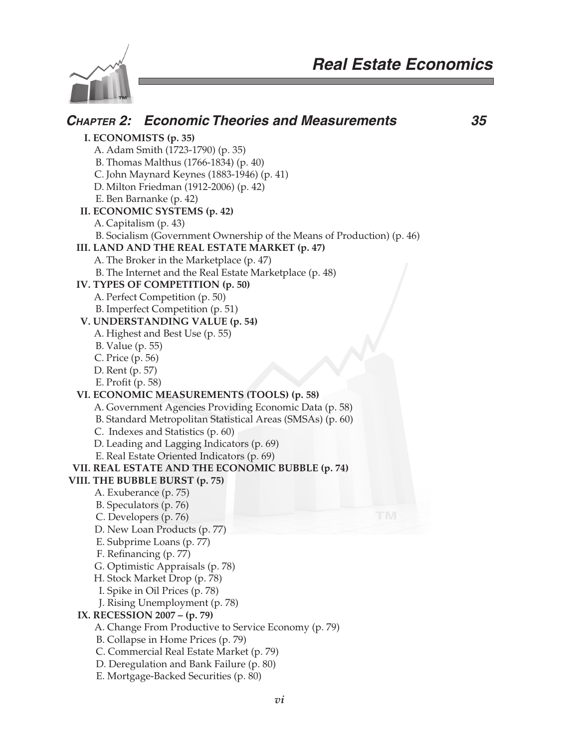## CHAPTER 2: Economic Theories and Measurements 35

**I. ECONOMISTS (p. 35)**

- A. Adam Smith (1723-1790) (p. 35)
- B. Thomas Malthus (1766-1834) (p. 40)
- C. John Maynard Keynes (1883-1946) (p. 41)
- D. Milton Friedman (1912-2006) (p. 42)
- E. Ben Barnanke (p. 42)

**II. ECONOMIC SYSTEMS (p. 42)**

- A. Capitalism (p. 43)
- B. Socialism (Government Ownership of the Means of Production) (p. 46)

**III. LAND AND THE REAL ESTATE MARKET (p. 47)**

- A. The Broker in the Marketplace (p. 47)
- B. The Internet and the Real Estate Marketplace (p. 48)

**IV. TYPES OF COMPETITION (p. 50)**

- A. Perfect Competition (p. 50)
- B. Imperfect Competition (p. 51)

**V. UNDERSTANDING VALUE (p. 54)**

- A. Highest and Best Use (p. 55)
- B. Value (p. 55)
- C. Price (p. 56)
- D. Rent (p. 57)
- E. Profit (p. 58)

**VI. ECONOMIC MEASUREMENTS (TOOLS) (p. 58)**

- A. Government Agencies Providing Economic Data (p. 58)
- B. Standard Metropolitan Statistical Areas (SMSAs) (p. 60)
- C. Indexes and Statistics (p. 60)
- D. Leading and Lagging Indicators (p. 69)
- E. Real Estate Oriented Indicators (p. 69)

**VII. REAL ESTATE AND THE ECONOMIC BUBBLE (p. 74)**

**VIII. THE BUBBLE BURST (p. 75)**

- A. Exuberance (p. 75)
- B. Speculators (p. 76)
- C. Developers (p. 76)
- D. New Loan Products (p. 77)
- E. Subprime Loans (p. 77)
- F. Refinancing (p. 77)
- G. Optimistic Appraisals (p. 78)
- H. Stock Market Drop (p. 78)
- I. Spike in Oil Prices (p. 78)
- J. Rising Unemployment (p. 78)

**IX. RECESSION 2007 – (p. 79)**

- A. Change From Productive to Service Economy (p. 79)
- B. Collapse in Home Prices (p. 79)
- C. Commercial Real Estate Market (p. 79)
- D. Deregulation and Bank Failure (p. 80)
- E. Mortgage-Backed Securities (p. 80)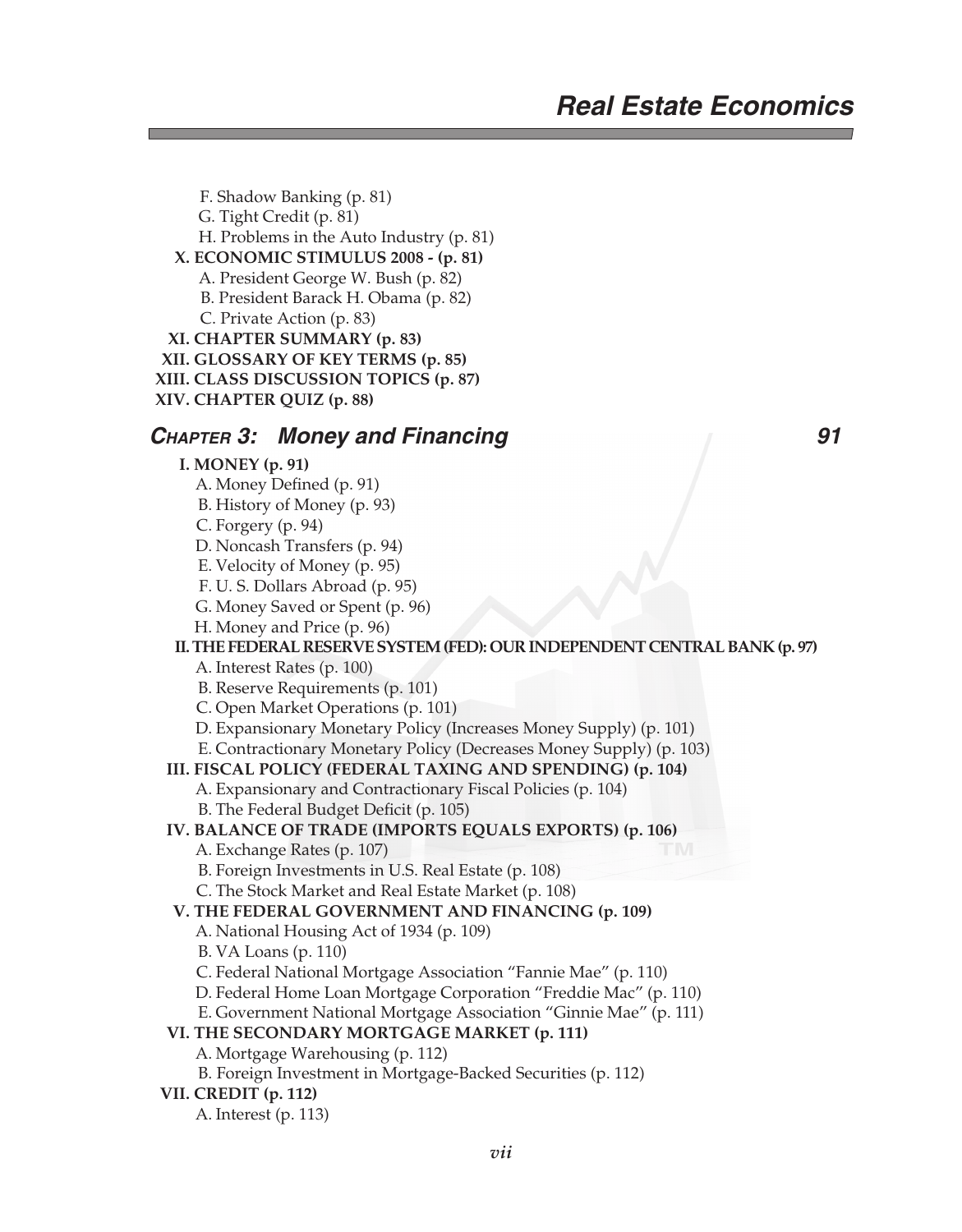F. Shadow Banking (p. 81)
G. Tight Credit (p. 81)
H. Problems in the Auto Industry (p. 81)

**X. ECONOMIC STIMULUS 2008 - (p. 81)**
A. President George W. Bush (p. 82)
B. President Barack H. Obama (p. 82)
C. Private Action (p. 83)

**XI. CHAPTER SUMMARY (p. 83)**

**XII. GLOSSARY OF KEY TERMS (p. 85)**

**XIII. CLASS DISCUSSION TOPICS (p. 87)**

**XIV. CHAPTER QUIZ (p. 88)**

## *CHAPTER 3: Money and Financing* — 91

**I. MONEY (p. 91)**
A. Money Defined (p. 91)
B. History of Money (p. 93)
C. Forgery (p. 94)
D. Noncash Transfers (p. 94)
E. Velocity of Money (p. 95)
F. U. S. Dollars Abroad (p. 95)
G. Money Saved or Spent (p. 96)
H. Money and Price (p. 96)

**II. THE FEDERAL RESERVE SYSTEM (FED): OUR INDEPENDENT CENTRAL BANK (p. 97)**
A. Interest Rates (p. 100)
B. Reserve Requirements (p. 101)
C. Open Market Operations (p. 101)
D. Expansionary Monetary Policy (Increases Money Supply) (p. 101)
E. Contractionary Monetary Policy (Decreases Money Supply) (p. 103)

**III. FISCAL POLICY (FEDERAL TAXING AND SPENDING) (p. 104)**
A. Expansionary and Contractionary Fiscal Policies (p. 104)
B. The Federal Budget Deficit (p. 105)

**IV. BALANCE OF TRADE (IMPORTS EQUALS EXPORTS) (p. 106)**
A. Exchange Rates (p. 107)
B. Foreign Investments in U.S. Real Estate (p. 108)
C. The Stock Market and Real Estate Market (p. 108)

**V. THE FEDERAL GOVERNMENT AND FINANCING (p. 109)**
A. National Housing Act of 1934 (p. 109)
B. VA Loans (p. 110)
C. Federal National Mortgage Association "Fannie Mae" (p. 110)
D. Federal Home Loan Mortgage Corporation "Freddie Mac" (p. 110)
E. Government National Mortgage Association "Ginnie Mae" (p. 111)

**VI. THE SECONDARY MORTGAGE MARKET (p. 111)**
A. Mortgage Warehousing (p. 112)
B. Foreign Investment in Mortgage-Backed Securities (p. 112)

**VII. CREDIT (p. 112)**
A. Interest (p. 113)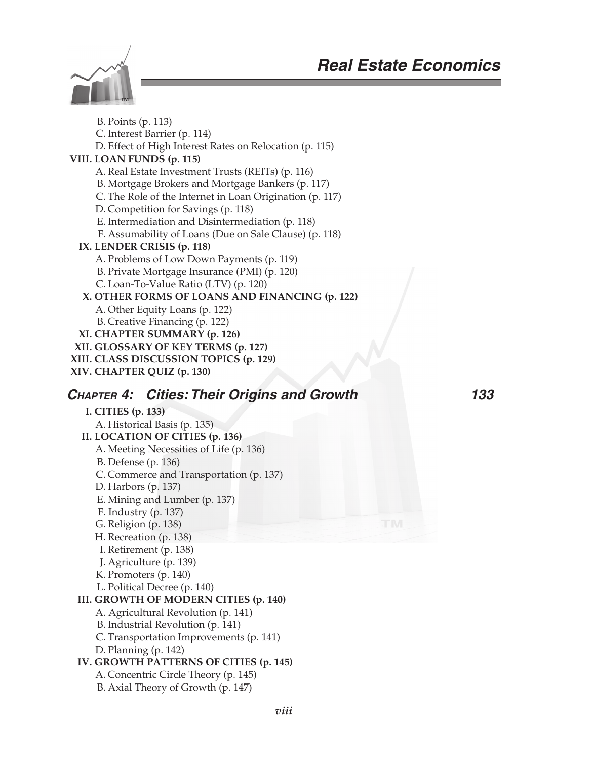B. Points (p. 113)
C. Interest Barrier (p. 114)
D. Effect of High Interest Rates on Relocation (p. 115)

**VIII. LOAN FUNDS (p. 115)**

A. Real Estate Investment Trusts (REITs) (p. 116)
B. Mortgage Brokers and Mortgage Bankers (p. 117)
C. The Role of the Internet in Loan Origination (p. 117)
D. Competition for Savings (p. 118)
E. Intermediation and Disintermediation (p. 118)
F. Assumability of Loans (Due on Sale Clause) (p. 118)

**IX. LENDER CRISIS (p. 118)**

A. Problems of Low Down Payments (p. 119)
B. Private Mortgage Insurance (PMI) (p. 120)
C. Loan-To-Value Ratio (LTV) (p. 120)

**X. OTHER FORMS OF LOANS AND FINANCING (p. 122)**

A. Other Equity Loans (p. 122)
B. Creative Financing (p. 122)

**XI. CHAPTER SUMMARY (p. 126)**

**XII. GLOSSARY OF KEY TERMS (p. 127)**

**XIII. CLASS DISCUSSION TOPICS (p. 129)**

**XIV. CHAPTER QUIZ (p. 130)**

## *CHAPTER 4: Cities: Their Origins and Growth* — 133

**I. CITIES (p. 133)**

A. Historical Basis (p. 135)

**II. LOCATION OF CITIES (p. 136)**

A. Meeting Necessities of Life (p. 136)
B. Defense (p. 136)
C. Commerce and Transportation (p. 137)
D. Harbors (p. 137)
E. Mining and Lumber (p. 137)
F. Industry (p. 137)
G. Religion (p. 138)
H. Recreation (p. 138)
I. Retirement (p. 138)
J. Agriculture (p. 139)
K. Promoters (p. 140)
L. Political Decree (p. 140)

**III. GROWTH OF MODERN CITIES (p. 140)**

A. Agricultural Revolution (p. 141)
B. Industrial Revolution (p. 141)
C. Transportation Improvements (p. 141)
D. Planning (p. 142)

**IV. GROWTH PATTERNS OF CITIES (p. 145)**

A. Concentric Circle Theory (p. 145)
B. Axial Theory of Growth (p. 147)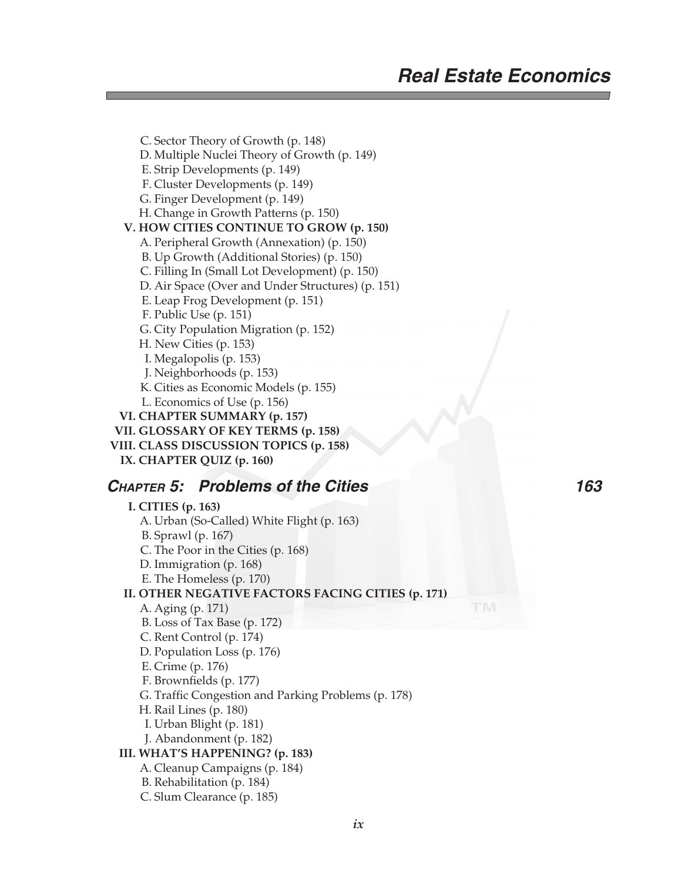C. Sector Theory of Growth (p. 148)
D. Multiple Nuclei Theory of Growth (p. 149)
E. Strip Developments (p. 149)
F. Cluster Developments (p. 149)
G. Finger Development (p. 149)
H. Change in Growth Patterns (p. 150)

**V. HOW CITIES CONTINUE TO GROW (p. 150)**

A. Peripheral Growth (Annexation) (p. 150)
B. Up Growth (Additional Stories) (p. 150)
C. Filling In (Small Lot Development) (p. 150)
D. Air Space (Over and Under Structures) (p. 151)
E. Leap Frog Development (p. 151)
F. Public Use (p. 151)
G. City Population Migration (p. 152)
H. New Cities (p. 153)
I. Megalopolis (p. 153)
J. Neighborhoods (p. 153)
K. Cities as Economic Models (p. 155)
L. Economics of Use (p. 156)

**VI. CHAPTER SUMMARY (p. 157)**

**VII. GLOSSARY OF KEY TERMS (p. 158)**

**VIII. CLASS DISCUSSION TOPICS (p. 158)**

**IX. CHAPTER QUIZ (p. 160)**

## *CHAPTER 5: Problems of the Cities* — 163

**I. CITIES (p. 163)**

A. Urban (So-Called) White Flight (p. 163)
B. Sprawl (p. 167)
C. The Poor in the Cities (p. 168)
D. Immigration (p. 168)
E. The Homeless (p. 170)

**II. OTHER NEGATIVE FACTORS FACING CITIES (p. 171)**

A. Aging (p. 171)
B. Loss of Tax Base (p. 172)
C. Rent Control (p. 174)
D. Population Loss (p. 176)
E. Crime (p. 176)
F. Brownfields (p. 177)
G. Traffic Congestion and Parking Problems (p. 178)
H. Rail Lines (p. 180)
I. Urban Blight (p. 181)
J. Abandonment (p. 182)

**III. WHAT'S HAPPENING? (p. 183)**

A. Cleanup Campaigns (p. 184)
B. Rehabilitation (p. 184)
C. Slum Clearance (p. 185)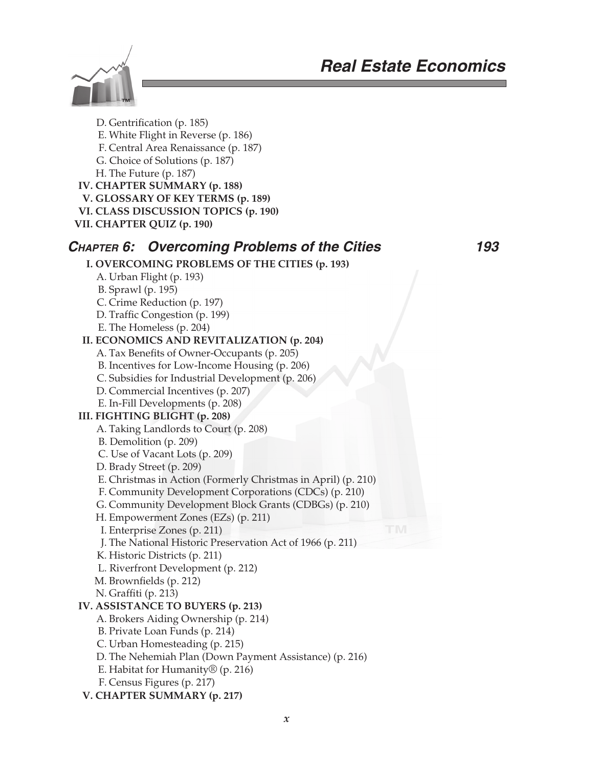D. Gentrification (p. 185)
E. White Flight in Reverse (p. 186)
F. Central Area Renaissance (p. 187)
G. Choice of Solutions (p. 187)
H. The Future (p. 187)

**IV. CHAPTER SUMMARY (p. 188)**
**V. GLOSSARY OF KEY TERMS (p. 189)**
**VI. CLASS DISCUSSION TOPICS (p. 190)**
**VII. CHAPTER QUIZ (p. 190)**

## *CHAPTER 6:* *Overcoming Problems of the Cities* 193

**I. OVERCOMING PROBLEMS OF THE CITIES (p. 193)**
A. Urban Flight (p. 193)
B. Sprawl (p. 195)
C. Crime Reduction (p. 197)
D. Traffic Congestion (p. 199)
E. The Homeless (p. 204)

**II. ECONOMICS AND REVITALIZATION (p. 204)**
A. Tax Benefits of Owner-Occupants (p. 205)
B. Incentives for Low-Income Housing (p. 206)
C. Subsidies for Industrial Development (p. 206)
D. Commercial Incentives (p. 207)
E. In-Fill Developments (p. 208)

**III. FIGHTING BLIGHT (p. 208)**
A. Taking Landlords to Court (p. 208)
B. Demolition (p. 209)
C. Use of Vacant Lots (p. 209)
D. Brady Street (p. 209)
E. Christmas in Action (Formerly Christmas in April) (p. 210)
F. Community Development Corporations (CDCs) (p. 210)
G. Community Development Block Grants (CDBGs) (p. 210)
H. Empowerment Zones (EZs) (p. 211)
I. Enterprise Zones (p. 211)
J. The National Historic Preservation Act of 1966 (p. 211)
K. Historic Districts (p. 211)
L. Riverfront Development (p. 212)
M. Brownfields (p. 212)
N. Graffiti (p. 213)

**IV. ASSISTANCE TO BUYERS (p. 213)**
A. Brokers Aiding Ownership (p. 214)
B. Private Loan Funds (p. 214)
C. Urban Homesteading (p. 215)
D. The Nehemiah Plan (Down Payment Assistance) (p. 216)
E. Habitat for Humanity® (p. 216)
F. Census Figures (p. 217)

**V. CHAPTER SUMMARY (p. 217)**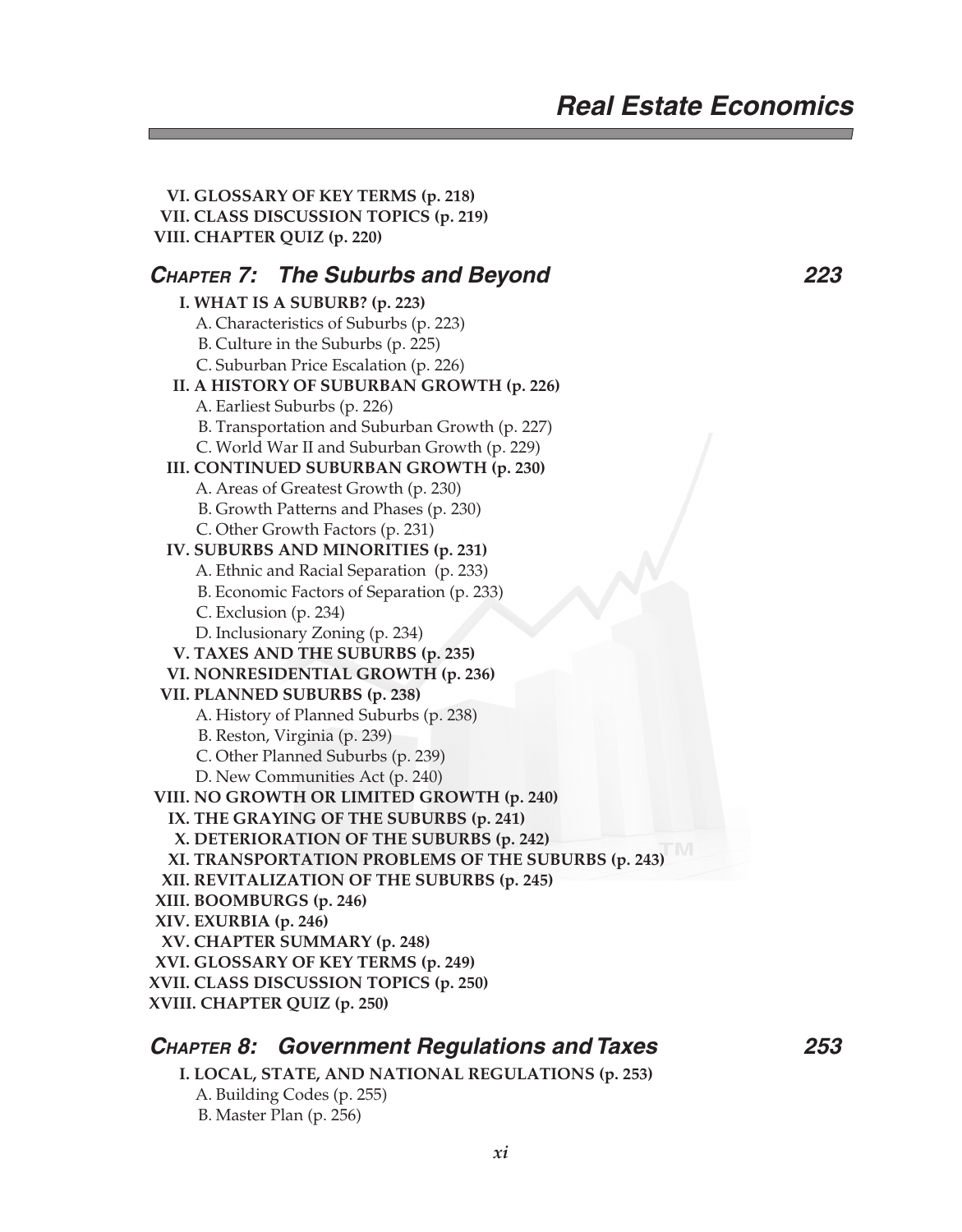VI. GLOSSARY OF KEY TERMS (p. 218)
VII. CLASS DISCUSSION TOPICS (p. 219)
VIII. CHAPTER QUIZ (p. 220)

## CHAPTER 7: The Suburbs and Beyond 223

**I. WHAT IS A SUBURB? (p. 223)**
- A. Characteristics of Suburbs (p. 223)
- B. Culture in the Suburbs (p. 225)
- C. Suburban Price Escalation (p. 226)

**II. A HISTORY OF SUBURBAN GROWTH (p. 226)**
- A. Earliest Suburbs (p. 226)
- B. Transportation and Suburban Growth (p. 227)
- C. World War II and Suburban Growth (p. 229)

**III. CONTINUED SUBURBAN GROWTH (p. 230)**
- A. Areas of Greatest Growth (p. 230)
- B. Growth Patterns and Phases (p. 230)
- C. Other Growth Factors (p. 231)

**IV. SUBURBS AND MINORITIES (p. 231)**
- A. Ethnic and Racial Separation (p. 233)
- B. Economic Factors of Separation (p. 233)
- C. Exclusion (p. 234)
- D. Inclusionary Zoning (p. 234)

**V. TAXES AND THE SUBURBS (p. 235)**

**VI. NONRESIDENTIAL GROWTH (p. 236)**

**VII. PLANNED SUBURBS (p. 238)**
- A. History of Planned Suburbs (p. 238)
- B. Reston, Virginia (p. 239)
- C. Other Planned Suburbs (p. 239)
- D. New Communities Act (p. 240)

**VIII. NO GROWTH OR LIMITED GROWTH (p. 240)**

**IX. THE GRAYING OF THE SUBURBS (p. 241)**

**X. DETERIORATION OF THE SUBURBS (p. 242)**

**XI. TRANSPORTATION PROBLEMS OF THE SUBURBS (p. 243)**

**XII. REVITALIZATION OF THE SUBURBS (p. 245)**

**XIII. BOOMBURGS (p. 246)**

**XIV. EXURBIA (p. 246)**

**XV. CHAPTER SUMMARY (p. 248)**

**XVI. GLOSSARY OF KEY TERMS (p. 249)**

**XVII. CLASS DISCUSSION TOPICS (p. 250)**

**XVIII. CHAPTER QUIZ (p. 250)**

## CHAPTER 8: Government Regulations and Taxes 253

**I. LOCAL, STATE, AND NATIONAL REGULATIONS (p. 253)**
- A. Building Codes (p. 255)
- B. Master Plan (p. 256)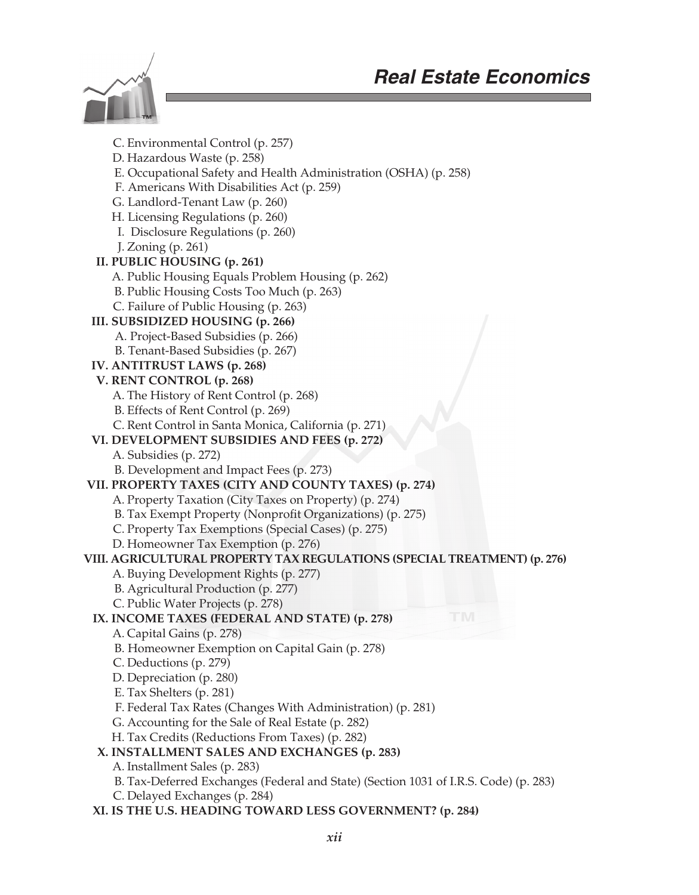- C. Environmental Control (p. 257)
- D. Hazardous Waste (p. 258)
- E. Occupational Safety and Health Administration (OSHA) (p. 258)
- F. Americans With Disabilities Act (p. 259)
- G. Landlord-Tenant Law (p. 260)
- H. Licensing Regulations (p. 260)
- I. Disclosure Regulations (p. 260)
- J. Zoning (p. 261)

**II. PUBLIC HOUSING (p. 261)**
- A. Public Housing Equals Problem Housing (p. 262)
- B. Public Housing Costs Too Much (p. 263)
- C. Failure of Public Housing (p. 263)

**III. SUBSIDIZED HOUSING (p. 266)**
- A. Project-Based Subsidies (p. 266)
- B. Tenant-Based Subsidies (p. 267)

**IV. ANTITRUST LAWS (p. 268)**

**V. RENT CONTROL (p. 268)**
- A. The History of Rent Control (p. 268)
- B. Effects of Rent Control (p. 269)
- C. Rent Control in Santa Monica, California (p. 271)

**VI. DEVELOPMENT SUBSIDIES AND FEES (p. 272)**
- A. Subsidies (p. 272)
- B. Development and Impact Fees (p. 273)

**VII. PROPERTY TAXES (CITY AND COUNTY TAXES) (p. 274)**
- A. Property Taxation (City Taxes on Property) (p. 274)
- B. Tax Exempt Property (Nonprofit Organizations) (p. 275)
- C. Property Tax Exemptions (Special Cases) (p. 275)
- D. Homeowner Tax Exemption (p. 276)

**VIII. AGRICULTURAL PROPERTY TAX REGULATIONS (SPECIAL TREATMENT) (p. 276)**
- A. Buying Development Rights (p. 277)
- B. Agricultural Production (p. 277)
- C. Public Water Projects (p. 278)

**IX. INCOME TAXES (FEDERAL AND STATE) (p. 278)**
- A. Capital Gains (p. 278)
- B. Homeowner Exemption on Capital Gain (p. 278)
- C. Deductions (p. 279)
- D. Depreciation (p. 280)
- E. Tax Shelters (p. 281)
- F. Federal Tax Rates (Changes With Administration) (p. 281)
- G. Accounting for the Sale of Real Estate (p. 282)
- H. Tax Credits (Reductions From Taxes) (p. 282)

**X. INSTALLMENT SALES AND EXCHANGES (p. 283)**
- A. Installment Sales (p. 283)
- B. Tax-Deferred Exchanges (Federal and State) (Section 1031 of I.R.S. Code) (p. 283)
- C. Delayed Exchanges (p. 284)

**XI. IS THE U.S. HEADING TOWARD LESS GOVERNMENT? (p. 284)**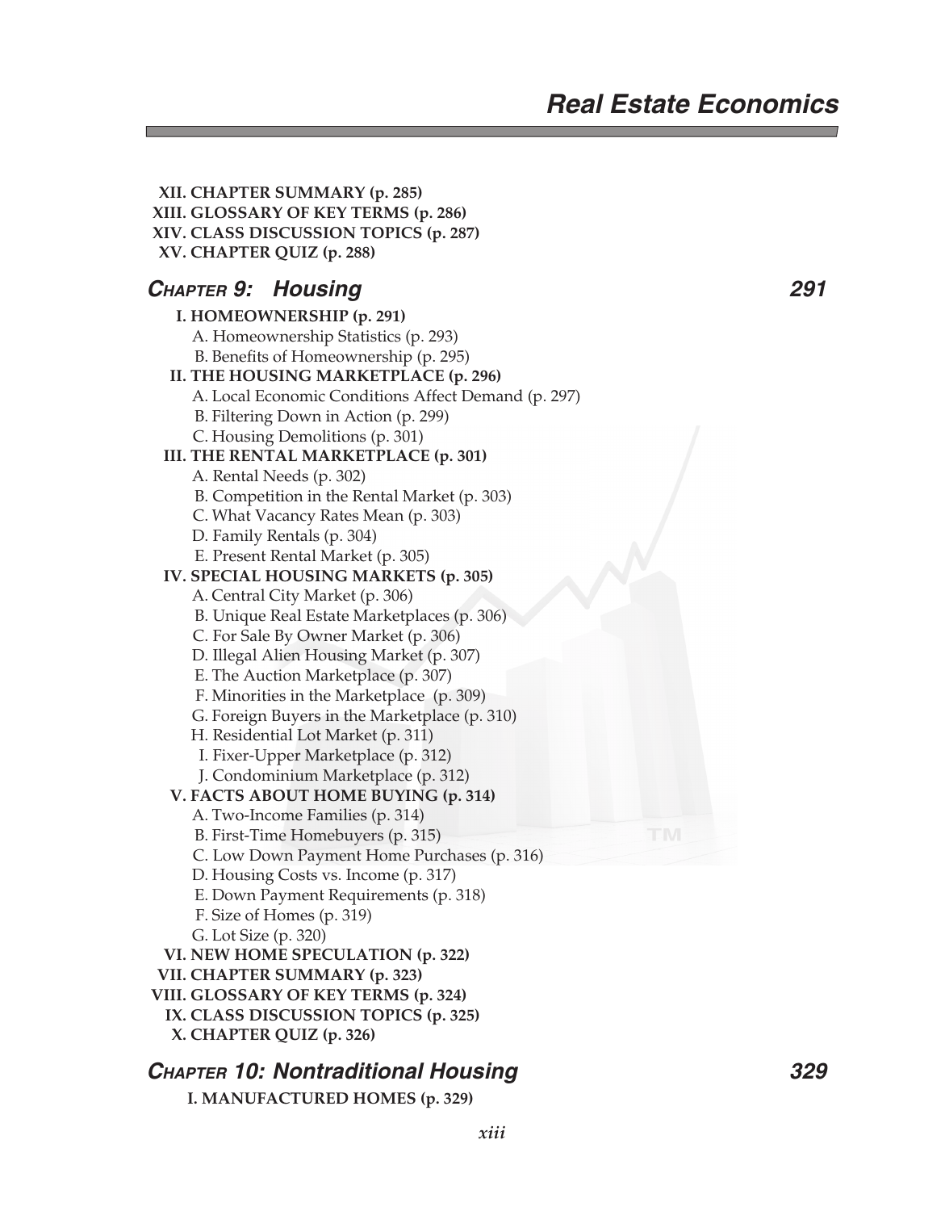XII. CHAPTER SUMMARY (p. 285)
XIII. GLOSSARY OF KEY TERMS (p. 286)
XIV. CLASS DISCUSSION TOPICS (p. 287)
XV. CHAPTER QUIZ (p. 288)

## CHAPTER 9: Housing — 291

**I. HOMEOWNERSHIP (p. 291)**
- A. Homeownership Statistics (p. 293)
- B. Benefits of Homeownership (p. 295)

**II. THE HOUSING MARKETPLACE (p. 296)**
- A. Local Economic Conditions Affect Demand (p. 297)
- B. Filtering Down in Action (p. 299)
- C. Housing Demolitions (p. 301)

**III. THE RENTAL MARKETPLACE (p. 301)**
- A. Rental Needs (p. 302)
- B. Competition in the Rental Market (p. 303)
- C. What Vacancy Rates Mean (p. 303)
- D. Family Rentals (p. 304)
- E. Present Rental Market (p. 305)

**IV. SPECIAL HOUSING MARKETS (p. 305)**
- A. Central City Market (p. 306)
- B. Unique Real Estate Marketplaces (p. 306)
- C. For Sale By Owner Market (p. 306)
- D. Illegal Alien Housing Market (p. 307)
- E. The Auction Marketplace (p. 307)
- F. Minorities in the Marketplace (p. 309)
- G. Foreign Buyers in the Marketplace (p. 310)
- H. Residential Lot Market (p. 311)
- I. Fixer-Upper Marketplace (p. 312)
- J. Condominium Marketplace (p. 312)

**V. FACTS ABOUT HOME BUYING (p. 314)**
- A. Two-Income Families (p. 314)
- B. First-Time Homebuyers (p. 315)
- C. Low Down Payment Home Purchases (p. 316)
- D. Housing Costs vs. Income (p. 317)
- E. Down Payment Requirements (p. 318)
- F. Size of Homes (p. 319)
- G. Lot Size (p. 320)

**VI. NEW HOME SPECULATION (p. 322)**
**VII. CHAPTER SUMMARY (p. 323)**
**VIII. GLOSSARY OF KEY TERMS (p. 324)**
**IX. CLASS DISCUSSION TOPICS (p. 325)**
**X. CHAPTER QUIZ (p. 326)**

## CHAPTER 10: Nontraditional Housing — 329

**I. MANUFACTURED HOMES (p. 329)**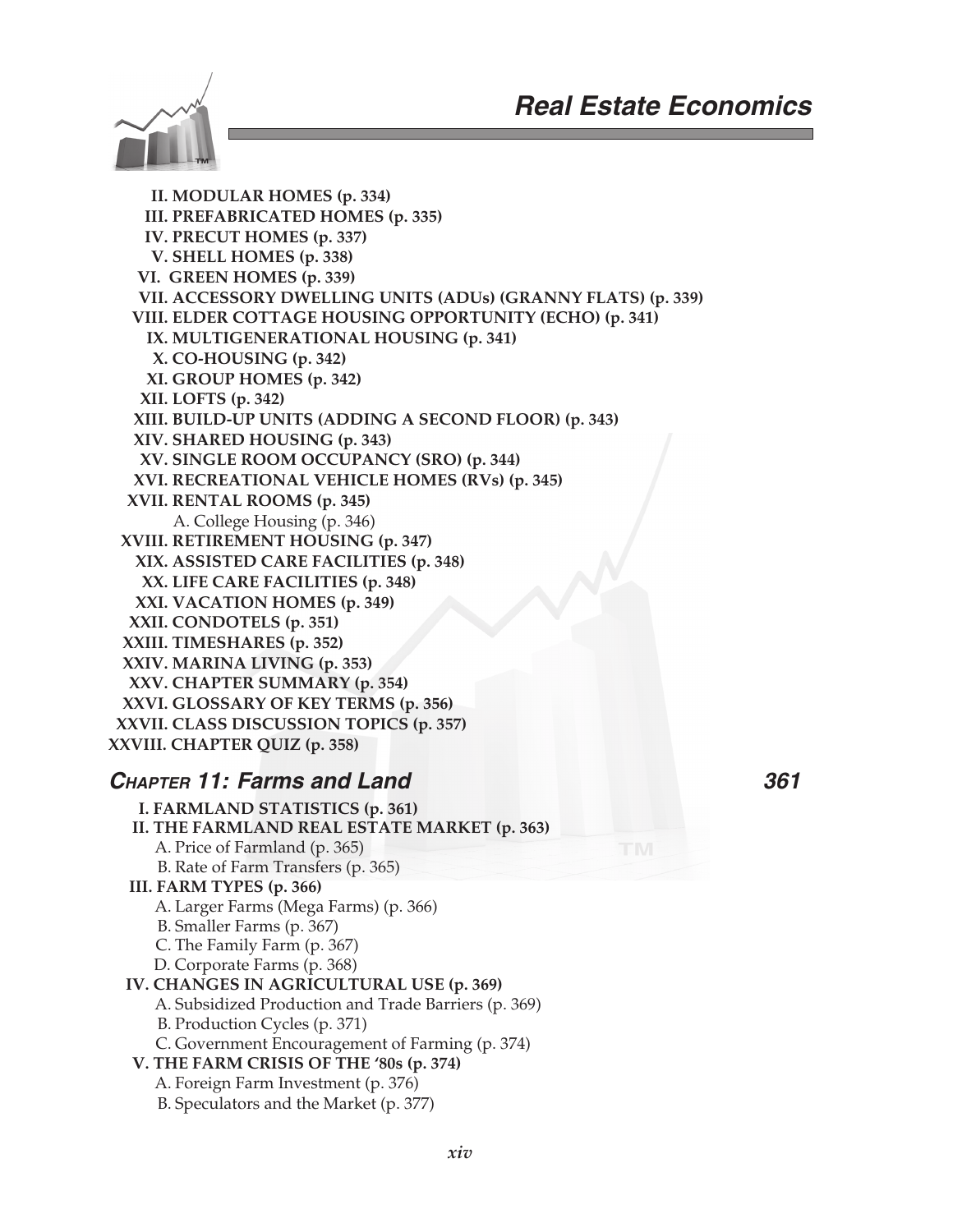II. MODULAR HOMES (p. 334)
III. PREFABRICATED HOMES (p. 335)
IV. PRECUT HOMES (p. 337)
V. SHELL HOMES (p. 338)
VI. GREEN HOMES (p. 339)
VII. ACCESSORY DWELLING UNITS (ADUs) (GRANNY FLATS) (p. 339)
VIII. ELDER COTTAGE HOUSING OPPORTUNITY (ECHO) (p. 341)
IX. MULTIGENERATIONAL HOUSING (p. 341)
X. CO-HOUSING (p. 342)
XI. GROUP HOMES (p. 342)
XII. LOFTS (p. 342)
XIII. BUILD-UP UNITS (ADDING A SECOND FLOOR) (p. 343)
XIV. SHARED HOUSING (p. 343)
XV. SINGLE ROOM OCCUPANCY (SRO) (p. 344)
XVI. RECREATIONAL VEHICLE HOMES (RVs) (p. 345)
XVII. RENTAL ROOMS (p. 345)
- A. College Housing (p. 346)

XVIII. RETIREMENT HOUSING (p. 347)
XIX. ASSISTED CARE FACILITIES (p. 348)
XX. LIFE CARE FACILITIES (p. 348)
XXI. VACATION HOMES (p. 349)
XXII. CONDOTELS (p. 351)
XXIII. TIMESHARES (p. 352)
XXIV. MARINA LIVING (p. 353)
XXV. CHAPTER SUMMARY (p. 354)
XXVI. GLOSSARY OF KEY TERMS (p. 356)
XXVII. CLASS DISCUSSION TOPICS (p. 357)
XXVIII. CHAPTER QUIZ (p. 358)

## CHAPTER 11: Farms and Land 361

I. FARMLAND STATISTICS (p. 361)
II. THE FARMLAND REAL ESTATE MARKET (p. 363)
- A. Price of Farmland (p. 365)
- B. Rate of Farm Transfers (p. 365)

III. FARM TYPES (p. 366)
- A. Larger Farms (Mega Farms) (p. 366)
- B. Smaller Farms (p. 367)
- C. The Family Farm (p. 367)
- D. Corporate Farms (p. 368)

IV. CHANGES IN AGRICULTURAL USE (p. 369)
- A. Subsidized Production and Trade Barriers (p. 369)
- B. Production Cycles (p. 371)
- C. Government Encouragement of Farming (p. 374)

V. THE FARM CRISIS OF THE '80s (p. 374)
- A. Foreign Farm Investment (p. 376)
- B. Speculators and the Market (p. 377)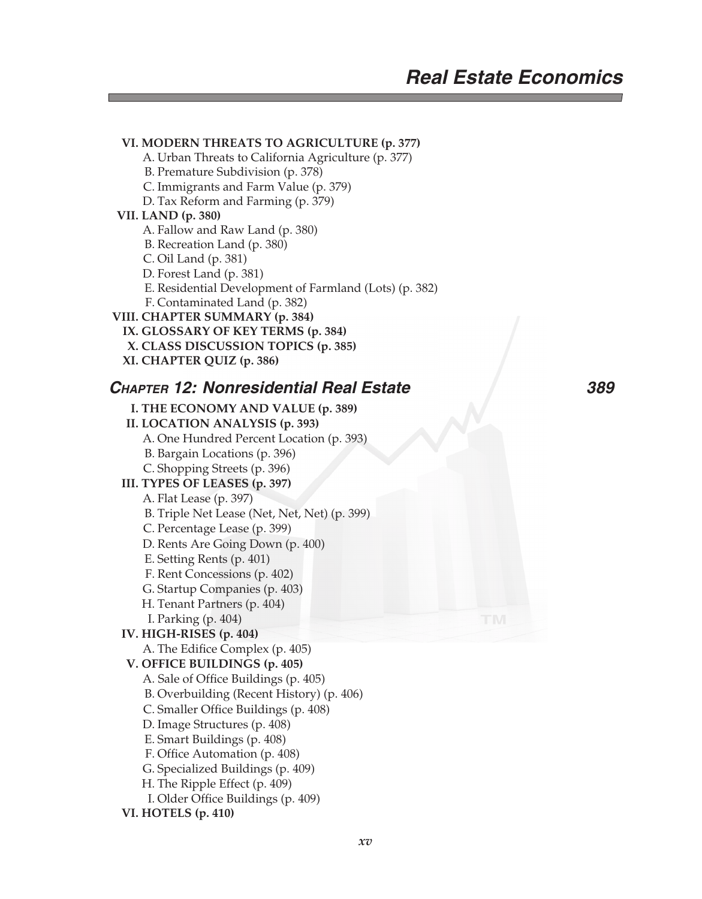**VI. MODERN THREATS TO AGRICULTURE (p. 377)**
- A. Urban Threats to California Agriculture (p. 377)
- B. Premature Subdivision (p. 378)
- C. Immigrants and Farm Value (p. 379)
- D. Tax Reform and Farming (p. 379)

**VII. LAND (p. 380)**
- A. Fallow and Raw Land (p. 380)
- B. Recreation Land (p. 380)
- C. Oil Land (p. 381)
- D. Forest Land (p. 381)
- E. Residential Development of Farmland (Lots) (p. 382)
- F. Contaminated Land (p. 382)

**VIII. CHAPTER SUMMARY (p. 384)**

**IX. GLOSSARY OF KEY TERMS (p. 384)**

**X. CLASS DISCUSSION TOPICS (p. 385)**

**XI. CHAPTER QUIZ (p. 386)**

## *CHAPTER 12: Nonresidential Real Estate* — 389

**I. THE ECONOMY AND VALUE (p. 389)**

**II. LOCATION ANALYSIS (p. 393)**
- A. One Hundred Percent Location (p. 393)
- B. Bargain Locations (p. 396)
- C. Shopping Streets (p. 396)

**III. TYPES OF LEASES (p. 397)**
- A. Flat Lease (p. 397)
- B. Triple Net Lease (Net, Net, Net) (p. 399)
- C. Percentage Lease (p. 399)
- D. Rents Are Going Down (p. 400)
- E. Setting Rents (p. 401)
- F. Rent Concessions (p. 402)
- G. Startup Companies (p. 403)
- H. Tenant Partners (p. 404)
- I. Parking (p. 404)

**IV. HIGH-RISES (p. 404)**
- A. The Edifice Complex (p. 405)

**V. OFFICE BUILDINGS (p. 405)**
- A. Sale of Office Buildings (p. 405)
- B. Overbuilding (Recent History) (p. 406)
- C. Smaller Office Buildings (p. 408)
- D. Image Structures (p. 408)
- E. Smart Buildings (p. 408)
- F. Office Automation (p. 408)
- G. Specialized Buildings (p. 409)
- H. The Ripple Effect (p. 409)
- I. Older Office Buildings (p. 409)

**VI. HOTELS (p. 410)**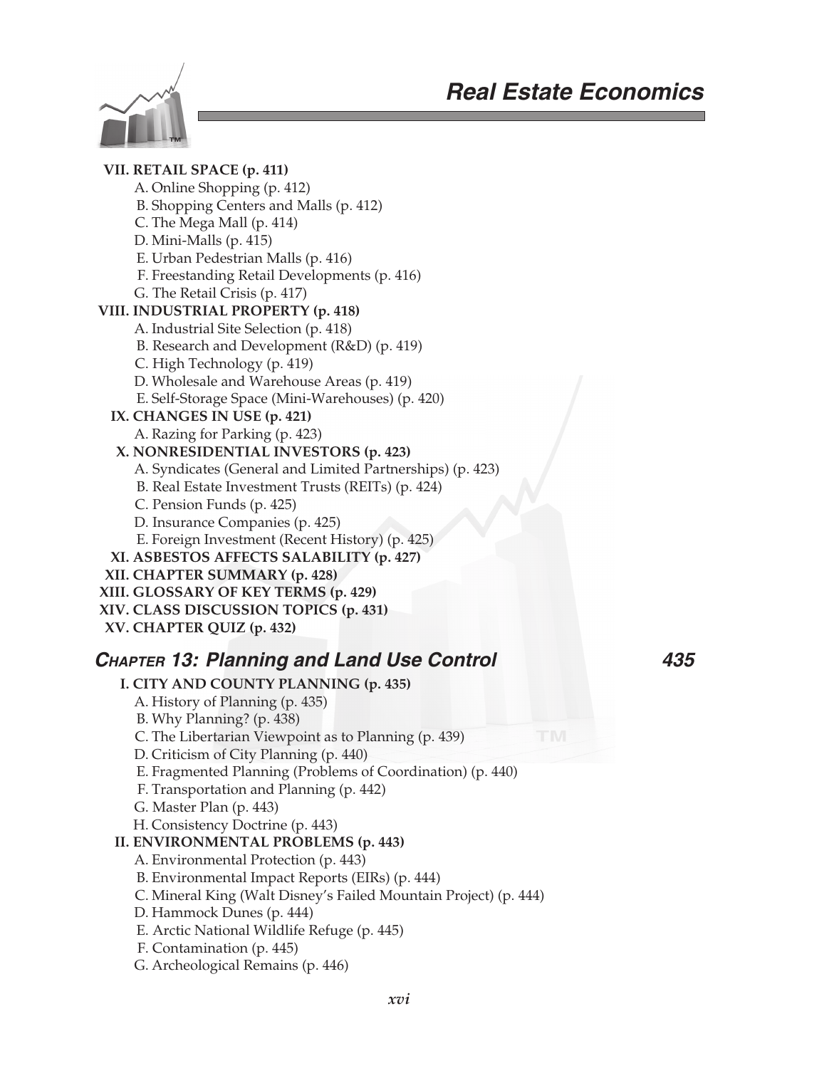**VII. RETAIL SPACE (p. 411)**
- A. Online Shopping (p. 412)
- B. Shopping Centers and Malls (p. 412)
- C. The Mega Mall (p. 414)
- D. Mini-Malls (p. 415)
- E. Urban Pedestrian Malls (p. 416)
- F. Freestanding Retail Developments (p. 416)
- G. The Retail Crisis (p. 417)

**VIII. INDUSTRIAL PROPERTY (p. 418)**
- A. Industrial Site Selection (p. 418)
- B. Research and Development (R&D) (p. 419)
- C. High Technology (p. 419)
- D. Wholesale and Warehouse Areas (p. 419)
- E. Self-Storage Space (Mini-Warehouses) (p. 420)

**IX. CHANGES IN USE (p. 421)**
- A. Razing for Parking (p. 423)

**X. NONRESIDENTIAL INVESTORS (p. 423)**
- A. Syndicates (General and Limited Partnerships) (p. 423)
- B. Real Estate Investment Trusts (REITs) (p. 424)
- C. Pension Funds (p. 425)
- D. Insurance Companies (p. 425)
- E. Foreign Investment (Recent History) (p. 425)

**XI. ASBESTOS AFFECTS SALABILITY (p. 427)**

**XII. CHAPTER SUMMARY (p. 428)**

**XIII. GLOSSARY OF KEY TERMS (p. 429)**

**XIV. CLASS DISCUSSION TOPICS (p. 431)**

**XV. CHAPTER QUIZ (p. 432)**

## *CHAPTER 13: Planning and Land Use Control* 435

**I. CITY AND COUNTY PLANNING (p. 435)**
- A. History of Planning (p. 435)
- B. Why Planning? (p. 438)
- C. The Libertarian Viewpoint as to Planning (p. 439)
- D. Criticism of City Planning (p. 440)
- E. Fragmented Planning (Problems of Coordination) (p. 440)
- F. Transportation and Planning (p. 442)
- G. Master Plan (p. 443)
- H. Consistency Doctrine (p. 443)

**II. ENVIRONMENTAL PROBLEMS (p. 443)**
- A. Environmental Protection (p. 443)
- B. Environmental Impact Reports (EIRs) (p. 444)
- C. Mineral King (Walt Disney's Failed Mountain Project) (p. 444)
- D. Hammock Dunes (p. 444)
- E. Arctic National Wildlife Refuge (p. 445)
- F. Contamination (p. 445)
- G. Archeological Remains (p. 446)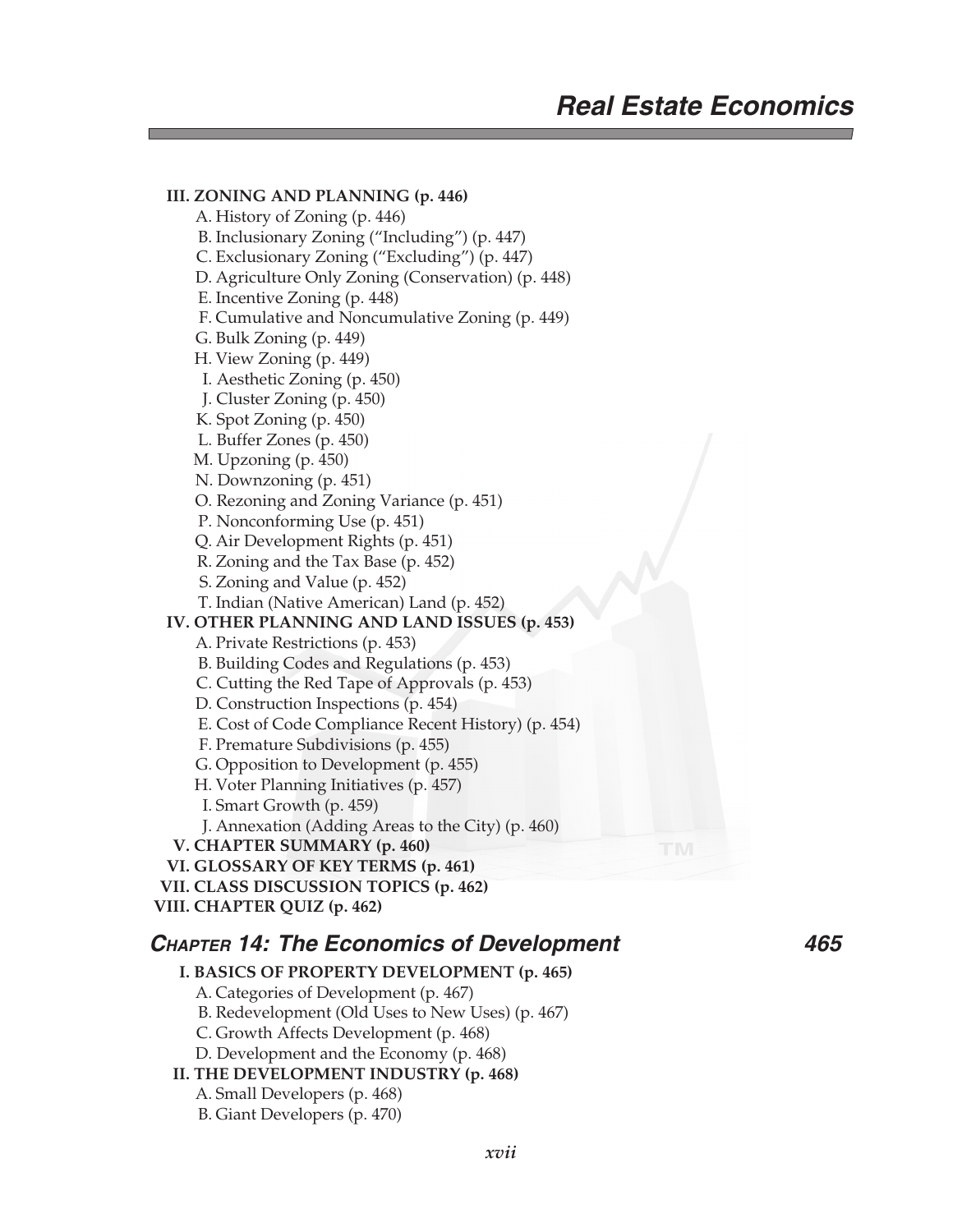**III. ZONING AND PLANNING (p. 446)**

A. History of Zoning (p. 446)
B. Inclusionary Zoning ("Including") (p. 447)
C. Exclusionary Zoning ("Excluding") (p. 447)
D. Agriculture Only Zoning (Conservation) (p. 448)
E. Incentive Zoning (p. 448)
F. Cumulative and Noncumulative Zoning (p. 449)
G. Bulk Zoning (p. 449)
H. View Zoning (p. 449)
I. Aesthetic Zoning (p. 450)
J. Cluster Zoning (p. 450)
K. Spot Zoning (p. 450)
L. Buffer Zones (p. 450)
M. Upzoning (p. 450)
N. Downzoning (p. 451)
O. Rezoning and Zoning Variance (p. 451)
P. Nonconforming Use (p. 451)
Q. Air Development Rights (p. 451)
R. Zoning and the Tax Base (p. 452)
S. Zoning and Value (p. 452)
T. Indian (Native American) Land (p. 452)

**IV. OTHER PLANNING AND LAND ISSUES (p. 453)**

A. Private Restrictions (p. 453)
B. Building Codes and Regulations (p. 453)
C. Cutting the Red Tape of Approvals (p. 453)
D. Construction Inspections (p. 454)
E. Cost of Code Compliance Recent History) (p. 454)
F. Premature Subdivisions (p. 455)
G. Opposition to Development (p. 455)
H. Voter Planning Initiatives (p. 457)
I. Smart Growth (p. 459)
J. Annexation (Adding Areas to the City) (p. 460)

**V. CHAPTER SUMMARY (p. 460)**

**VI. GLOSSARY OF KEY TERMS (p. 461)**

**VII. CLASS DISCUSSION TOPICS (p. 462)**

**VIII. CHAPTER QUIZ (p. 462)**

## *CHAPTER 14: The Economics of Development* 465

**I. BASICS OF PROPERTY DEVELOPMENT (p. 465)**

A. Categories of Development (p. 467)
B. Redevelopment (Old Uses to New Uses) (p. 467)
C. Growth Affects Development (p. 468)
D. Development and the Economy (p. 468)

**II. THE DEVELOPMENT INDUSTRY (p. 468)**

A. Small Developers (p. 468)
B. Giant Developers (p. 470)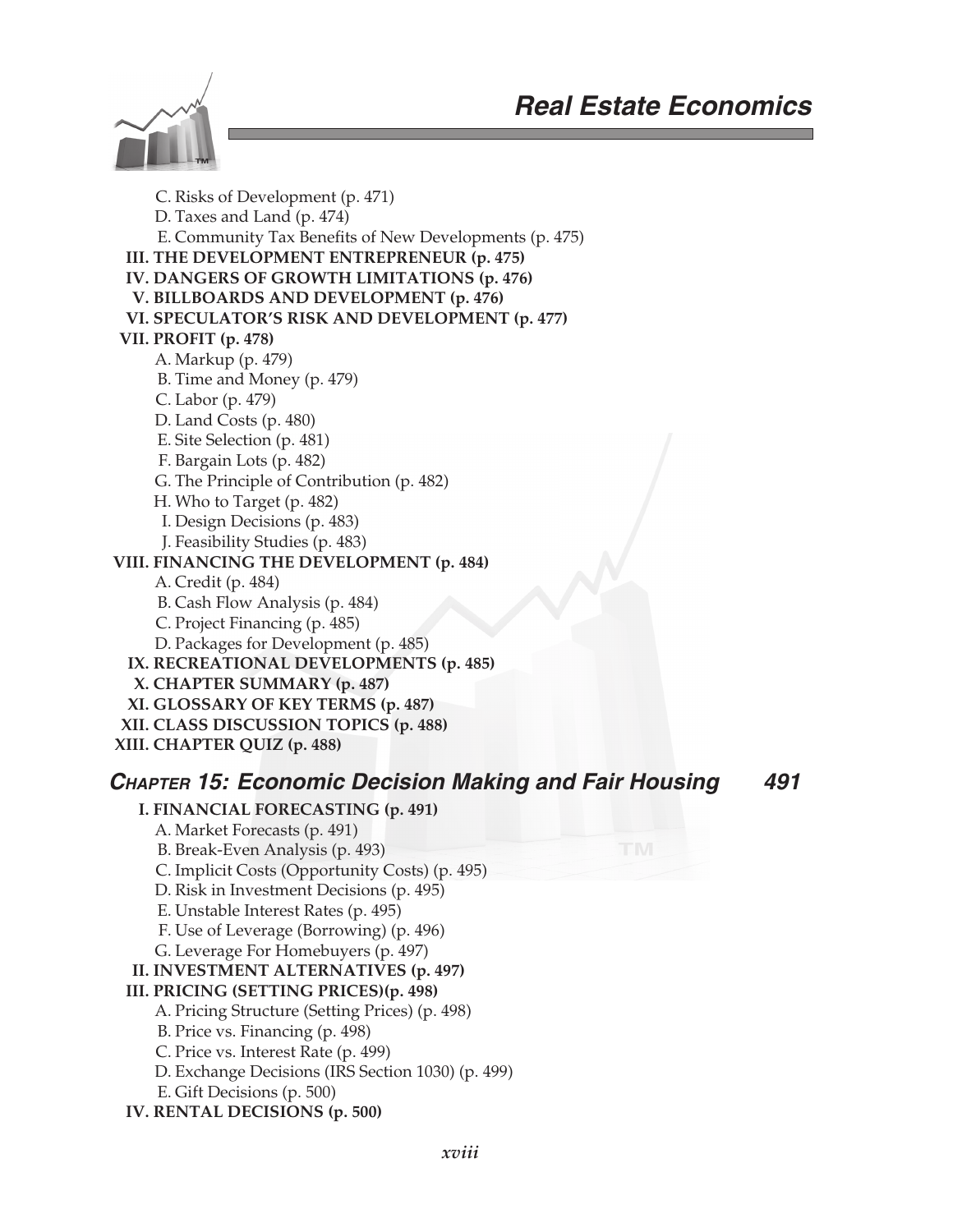C. Risks of Development (p. 471)
D. Taxes and Land (p. 474)
E. Community Tax Benefits of New Developments (p. 475)

**III. THE DEVELOPMENT ENTREPRENEUR (p. 475)**
**IV. DANGERS OF GROWTH LIMITATIONS (p. 476)**
**V. BILLBOARDS AND DEVELOPMENT (p. 476)**
**VI. SPECULATOR'S RISK AND DEVELOPMENT (p. 477)**
**VII. PROFIT (p. 478)**

A. Markup (p. 479)
B. Time and Money (p. 479)
C. Labor (p. 479)
D. Land Costs (p. 480)
E. Site Selection (p. 481)
F. Bargain Lots (p. 482)
G. The Principle of Contribution (p. 482)
H. Who to Target (p. 482)
I. Design Decisions (p. 483)
J. Feasibility Studies (p. 483)

**VIII. FINANCING THE DEVELOPMENT (p. 484)**

A. Credit (p. 484)
B. Cash Flow Analysis (p. 484)
C. Project Financing (p. 485)
D. Packages for Development (p. 485)

**IX. RECREATIONAL DEVELOPMENTS (p. 485)**
**X. CHAPTER SUMMARY (p. 487)**
**XI. GLOSSARY OF KEY TERMS (p. 487)**
**XII. CLASS DISCUSSION TOPICS (p. 488)**
**XIII. CHAPTER QUIZ (p. 488)**

## *CHAPTER 15: Economic Decision Making and Fair Housing* 491

**I. FINANCIAL FORECASTING (p. 491)**

A. Market Forecasts (p. 491)
B. Break-Even Analysis (p. 493)
C. Implicit Costs (Opportunity Costs) (p. 495)
D. Risk in Investment Decisions (p. 495)
E. Unstable Interest Rates (p. 495)
F. Use of Leverage (Borrowing) (p. 496)
G. Leverage For Homebuyers (p. 497)

**II. INVESTMENT ALTERNATIVES (p. 497)**
**III. PRICING (SETTING PRICES)(p. 498)**

A. Pricing Structure (Setting Prices) (p. 498)
B. Price vs. Financing (p. 498)
C. Price vs. Interest Rate (p. 499)
D. Exchange Decisions (IRS Section 1030) (p. 499)
E. Gift Decisions (p. 500)

**IV. RENTAL DECISIONS (p. 500)**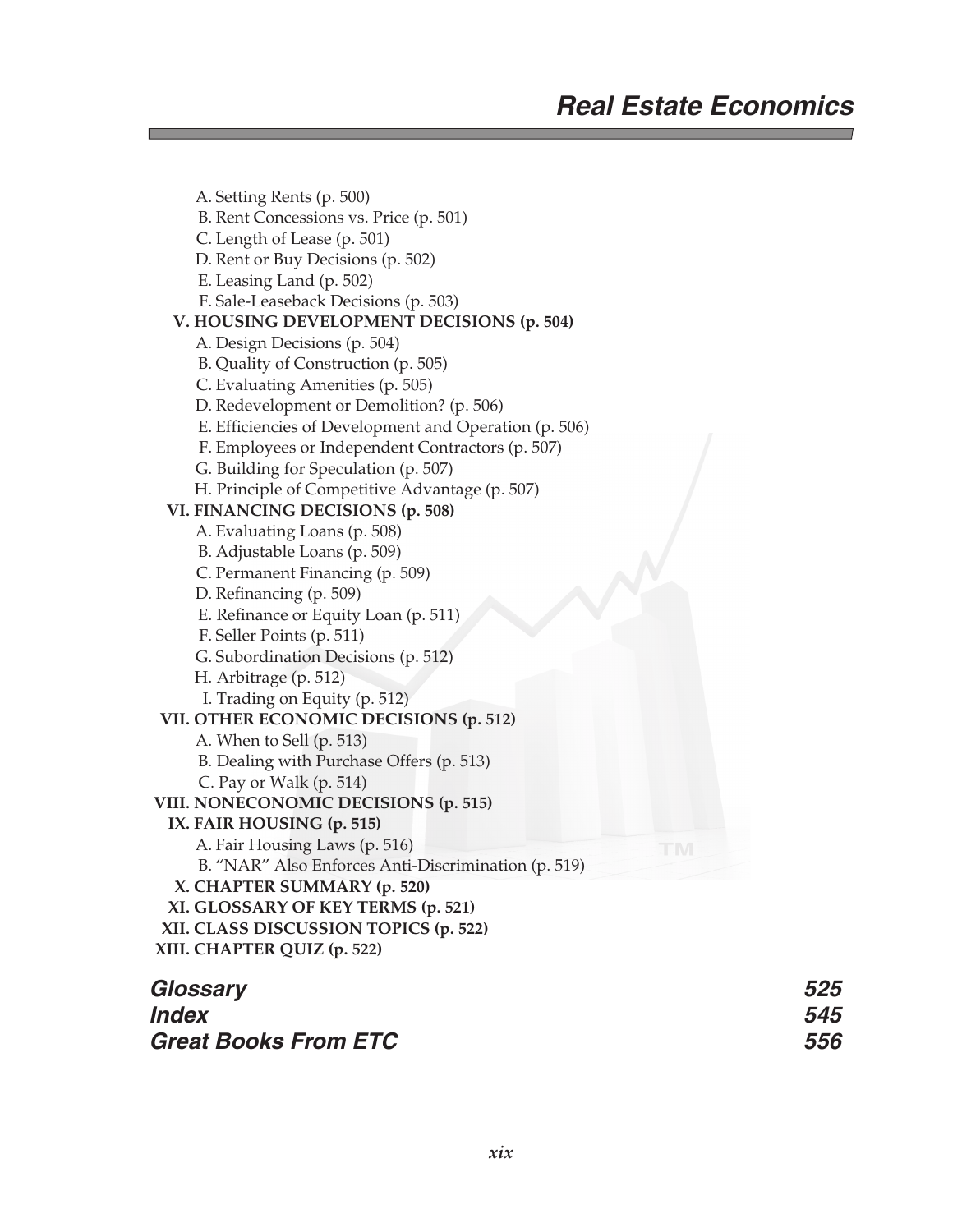A. Setting Rents (p. 500)
B. Rent Concessions vs. Price (p. 501)
C. Length of Lease (p. 501)
D. Rent or Buy Decisions (p. 502)
E. Leasing Land (p. 502)
F. Sale-Leaseback Decisions (p. 503)

**V. HOUSING DEVELOPMENT DECISIONS (p. 504)**

A. Design Decisions (p. 504)
B. Quality of Construction (p. 505)
C. Evaluating Amenities (p. 505)
D. Redevelopment or Demolition? (p. 506)
E. Efficiencies of Development and Operation (p. 506)
F. Employees or Independent Contractors (p. 507)
G. Building for Speculation (p. 507)
H. Principle of Competitive Advantage (p. 507)

**VI. FINANCING DECISIONS (p. 508)**

A. Evaluating Loans (p. 508)
B. Adjustable Loans (p. 509)
C. Permanent Financing (p. 509)
D. Refinancing (p. 509)
E. Refinance or Equity Loan (p. 511)
F. Seller Points (p. 511)
G. Subordination Decisions (p. 512)
H. Arbitrage (p. 512)
I. Trading on Equity (p. 512)

**VII. OTHER ECONOMIC DECISIONS (p. 512)**

A. When to Sell (p. 513)
B. Dealing with Purchase Offers (p. 513)
C. Pay or Walk (p. 514)

**VIII. NONECONOMIC DECISIONS (p. 515)**

**IX. FAIR HOUSING (p. 515)**

A. Fair Housing Laws (p. 516)
B. "NAR" Also Enforces Anti-Discrimination (p. 519)

**X. CHAPTER SUMMARY (p. 520)**

**XI. GLOSSARY OF KEY TERMS (p. 521)**

**XII. CLASS DISCUSSION TOPICS (p. 522)**

**XIII. CHAPTER QUIZ (p. 522)**

***Glossary*** 525

***Index*** 545

***Great Books From ETC*** 556